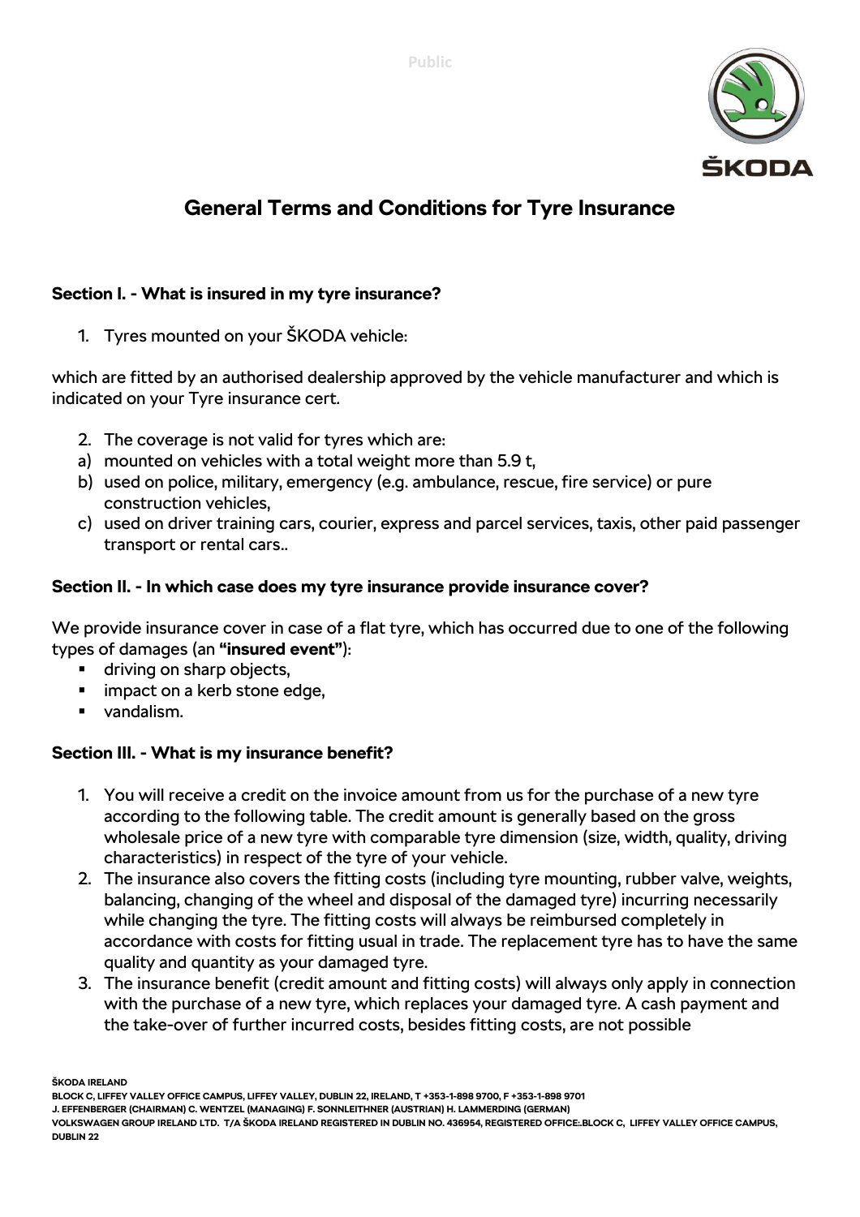# General Terms and Conditions for Tyre Insurance

### Section I. - What is insured in my tyre insurance?

1. Tyres mounted on your ŠKODA vehicle:

which are fitted by an authorised dealership approved by the vehicle manufacturer and which is indicated on your Tyre insurance cert.

2. The coverage is not valid for tyres which are:
   a) mounted on vehicles with a total weight more than 5.9 t,
   b) used on police, military, emergency (e.g. ambulance, rescue, fire service) or pure construction vehicles,
   c) used on driver training cars, courier, express and parcel services, taxis, other paid passenger transport or rental cars..

### Section II. - In which case does my tyre insurance provide insurance cover?

We provide insurance cover in case of a flat tyre, which has occurred due to one of the following types of damages (an **"insured event"**):

- driving on sharp objects,
- impact on a kerb stone edge,
- vandalism.

### Section III. - What is my insurance benefit?

1. You will receive a credit on the invoice amount from us for the purchase of a new tyre according to the following table. The credit amount is generally based on the gross wholesale price of a new tyre with comparable tyre dimension (size, width, quality, driving characteristics) in respect of the tyre of your vehicle.
2. The insurance also covers the fitting costs (including tyre mounting, rubber valve, weights, balancing, changing of the wheel and disposal of the damaged tyre) incurring necessarily while changing the tyre. The fitting costs will always be reimbursed completely in accordance with costs for fitting usual in trade. The replacement tyre has to have the same quality and quantity as your damaged tyre.
3. The insurance benefit (credit amount and fitting costs) will always only apply in connection with the purchase of a new tyre, which replaces your damaged tyre. A cash payment and the take-over of further incurred costs, besides fitting costs, are not possible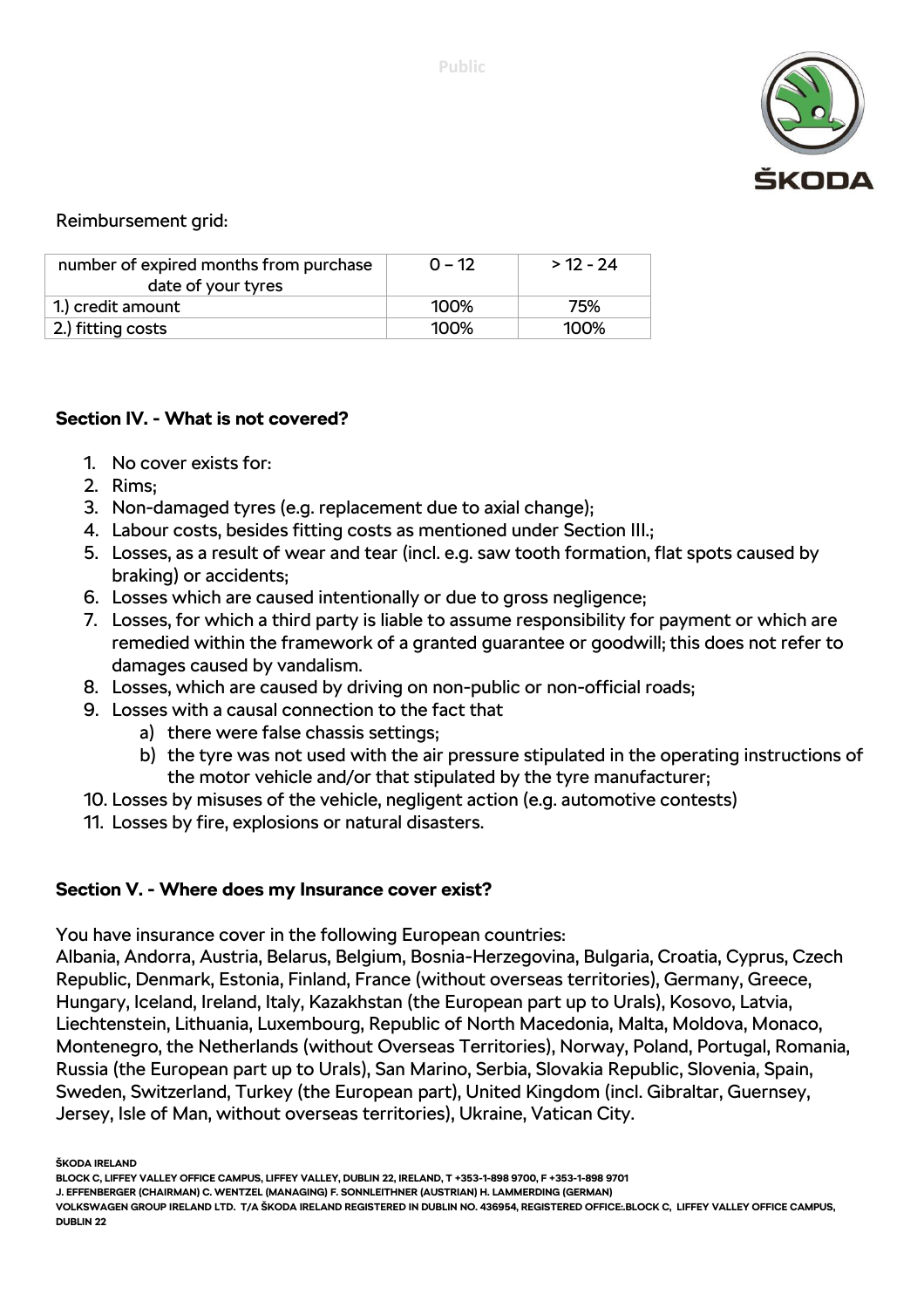Reimbursement grid:

| number of expired months from purchase date of your tyres | 0 – 12 | > 12 - 24 |
|---|---|---|
| 1.) credit amount | 100% | 75% |
| 2.) fitting costs | 100% | 100% |

**Section IV. - What is not covered?**

1. No cover exists for:
2. Rims;
3. Non-damaged tyres (e.g. replacement due to axial change);
4. Labour costs, besides fitting costs as mentioned under Section III.;
5. Losses, as a result of wear and tear (incl. e.g. saw tooth formation, flat spots caused by braking) or accidents;
6. Losses which are caused intentionally or due to gross negligence;
7. Losses, for which a third party is liable to assume responsibility for payment or which are remedied within the framework of a granted guarantee or goodwill; this does not refer to damages caused by vandalism.
8. Losses, which are caused by driving on non-public or non-official roads;
9. Losses with a causal connection to the fact that
   a) there were false chassis settings;
   b) the tyre was not used with the air pressure stipulated in the operating instructions of the motor vehicle and/or that stipulated by the tyre manufacturer;
10. Losses by misuses of the vehicle, negligent action (e.g. automotive contests)
11. Losses by fire, explosions or natural disasters.

**Section V. - Where does my Insurance cover exist?**

You have insurance cover in the following European countries:
Albania, Andorra, Austria, Belarus, Belgium, Bosnia-Herzegovina, Bulgaria, Croatia, Cyprus, Czech Republic, Denmark, Estonia, Finland, France (without overseas territories), Germany, Greece, Hungary, Iceland, Ireland, Italy, Kazakhstan (the European part up to Urals), Kosovo, Latvia, Liechtenstein, Lithuania, Luxembourg, Republic of North Macedonia, Malta, Moldova, Monaco, Montenegro, the Netherlands (without Overseas Territories), Norway, Poland, Portugal, Romania, Russia (the European part up to Urals), San Marino, Serbia, Slovakia Republic, Slovenia, Spain, Sweden, Switzerland, Turkey (the European part), United Kingdom (incl. Gibraltar, Guernsey, Jersey, Isle of Man, without overseas territories), Ukraine, Vatican City.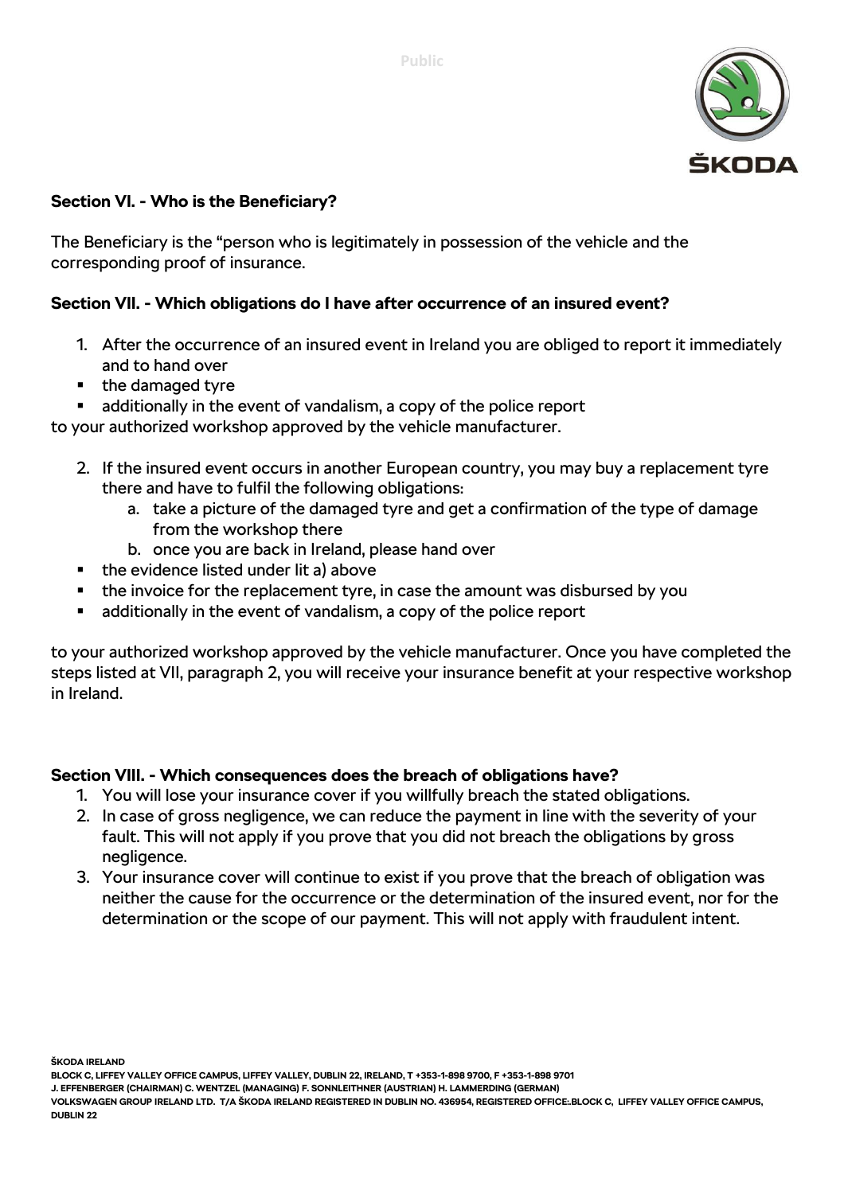### Section VI. - Who is the Beneficiary?

The Beneficiary is the "person who is legitimately in possession of the vehicle and the corresponding proof of insurance.

### Section VII. - Which obligations do I have after occurrence of an insured event?

1. After the occurrence of an insured event in Ireland you are obliged to report it immediately and to hand over

- the damaged tyre
- additionally in the event of vandalism, a copy of the police report

to your authorized workshop approved by the vehicle manufacturer.

2. If the insured event occurs in another European country, you may buy a replacement tyre there and have to fulfil the following obligations:
   a. take a picture of the damaged tyre and get a confirmation of the type of damage from the workshop there
   b. once you are back in Ireland, please hand over

- the evidence listed under lit a) above
- the invoice for the replacement tyre, in case the amount was disbursed by you
- additionally in the event of vandalism, a copy of the police report

to your authorized workshop approved by the vehicle manufacturer. Once you have completed the steps listed at VII, paragraph 2, you will receive your insurance benefit at your respective workshop in Ireland.

### Section VIII. - Which consequences does the breach of obligations have?

1. You will lose your insurance cover if you willfully breach the stated obligations.
2. In case of gross negligence, we can reduce the payment in line with the severity of your fault. This will not apply if you prove that you did not breach the obligations by gross negligence.
3. Your insurance cover will continue to exist if you prove that the breach of obligation was neither the cause for the occurrence or the determination of the insured event, nor for the determination or the scope of our payment. This will not apply with fraudulent intent.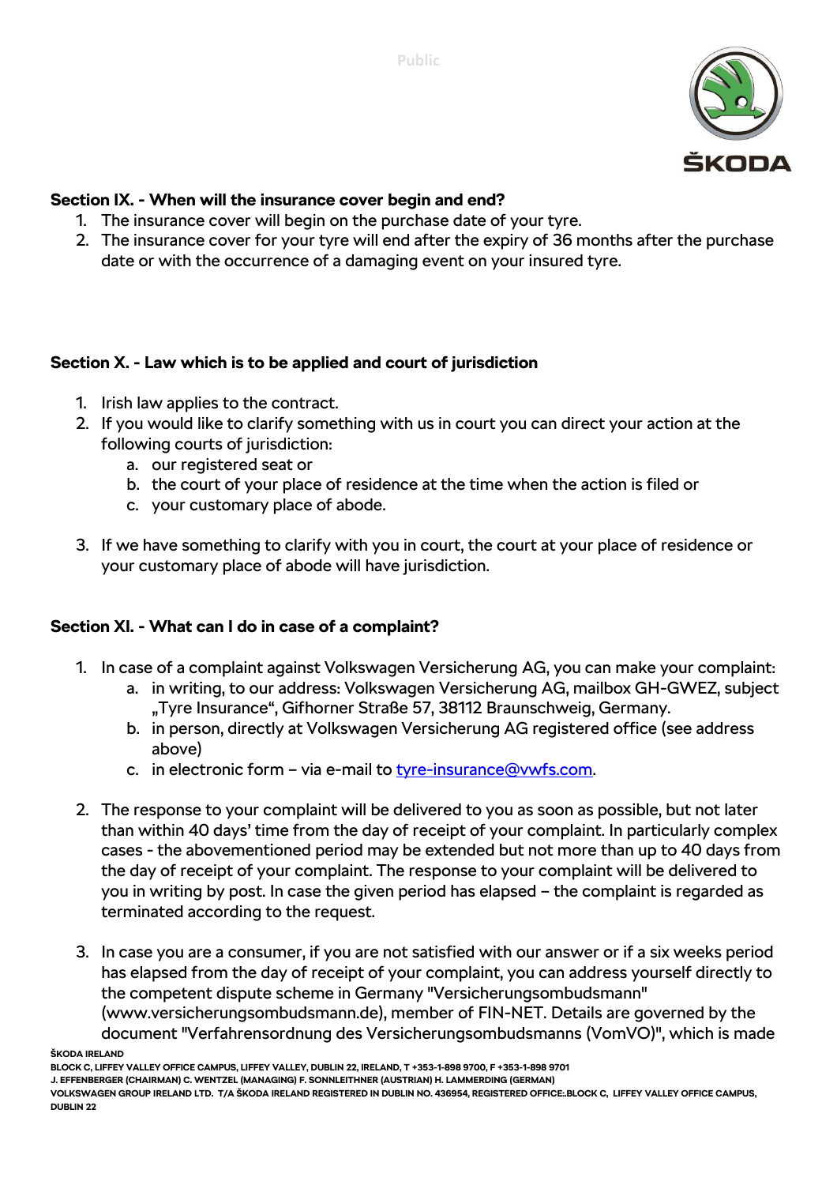**Section IX. - When will the insurance cover begin and end?**

1. The insurance cover will begin on the purchase date of your tyre.
2. The insurance cover for your tyre will end after the expiry of 36 months after the purchase date or with the occurrence of a damaging event on your insured tyre.

**Section X. - Law which is to be applied and court of jurisdiction**

1. Irish law applies to the contract.
2. If you would like to clarify something with us in court you can direct your action at the following courts of jurisdiction:
   a. our registered seat or
   b. the court of your place of residence at the time when the action is filed or
   c. your customary place of abode.
3. If we have something to clarify with you in court, the court at your place of residence or your customary place of abode will have jurisdiction.

**Section XI. - What can I do in case of a complaint?**

1. In case of a complaint against Volkswagen Versicherung AG, you can make your complaint:
   a. in writing, to our address: Volkswagen Versicherung AG, mailbox GH-GWEZ, subject „Tyre Insurance", Gifhorner Straße 57, 38112 Braunschweig, Germany.
   b. in person, directly at Volkswagen Versicherung AG registered office (see address above)
   c. in electronic form – via e-mail to tyre-insurance@vwfs.com.
2. The response to your complaint will be delivered to you as soon as possible, but not later than within 40 days' time from the day of receipt of your complaint. In particularly complex cases - the abovementioned period may be extended but not more than up to 40 days from the day of receipt of your complaint. The response to your complaint will be delivered to you in writing by post. In case the given period has elapsed – the complaint is regarded as terminated according to the request.
3. In case you are a consumer, if you are not satisfied with our answer or if a six weeks period has elapsed from the day of receipt of your complaint, you can address yourself directly to the competent dispute scheme in Germany "Versicherungsombudsmann" (www.versicherungsombudsmann.de), member of FIN-NET. Details are governed by the document "Verfahrensordnung des Versicherungsombudsmanns (VomVO)", which is made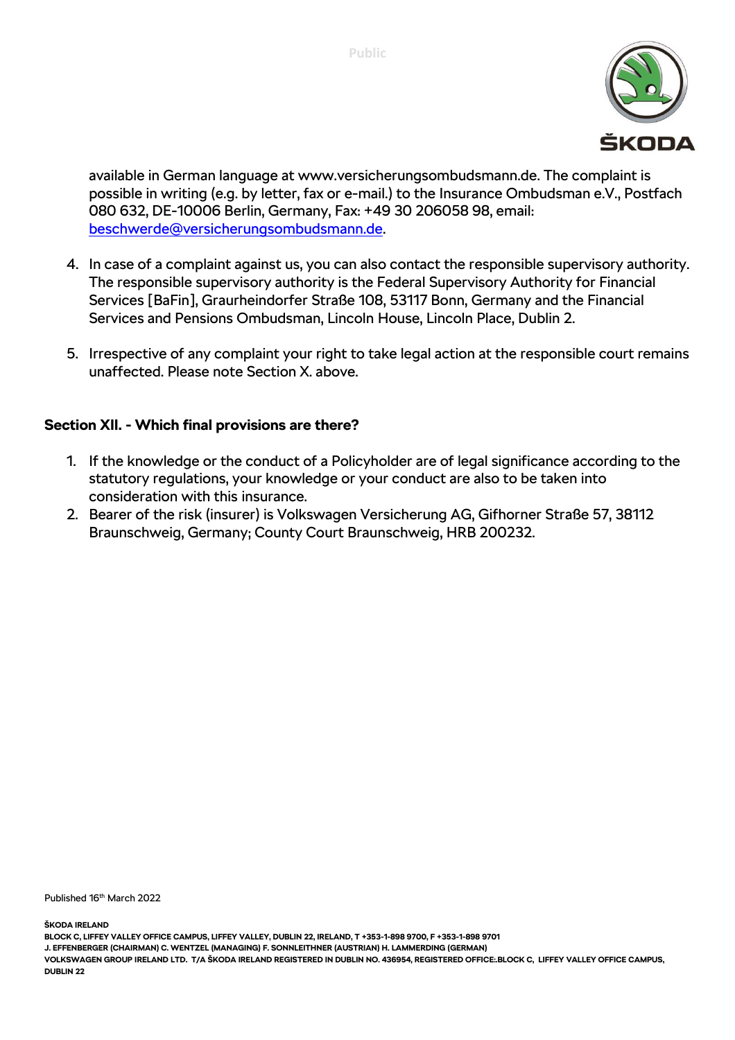available in German language at www.versicherungsombudsmann.de. The complaint is possible in writing (e.g. by letter, fax or e-mail.) to the Insurance Ombudsman e.V., Postfach 080 632, DE-10006 Berlin, Germany, Fax: +49 30 206058 98, email: beschwerde@versicherungsombudsmann.de.

4. In case of a complaint against us, you can also contact the responsible supervisory authority. The responsible supervisory authority is the Federal Supervisory Authority for Financial Services [BaFin], Graurheindorfer Straße 108, 53117 Bonn, Germany and the Financial Services and Pensions Ombudsman, Lincoln House, Lincoln Place, Dublin 2.

5. Irrespective of any complaint your right to take legal action at the responsible court remains unaffected. Please note Section X. above.

## Section XII. - Which final provisions are there?

1. If the knowledge or the conduct of a Policyholder are of legal significance according to the statutory regulations, your knowledge or your conduct are also to be taken into consideration with this insurance.
2. Bearer of the risk (insurer) is Volkswagen Versicherung AG, Gifhorner Straße 57, 38112 Braunschweig, Germany; County Court Braunschweig, HRB 200232.

Published 16th March 2022

**ŠKODA IRELAND**
**BLOCK C, LIFFEY VALLEY OFFICE CAMPUS, LIFFEY VALLEY, DUBLIN 22, IRELAND, T +353-1-898 9700, F +353-1-898 9701**
**J. EFFENBERGER (CHAIRMAN) C. WENTZEL (MANAGING) F. SONNLEITHNER (AUSTRIAN) H. LAMMERDING (GERMAN)**
**VOLKSWAGEN GROUP IRELAND LTD. T/A ŠKODA IRELAND REGISTERED IN DUBLIN NO. 436954, REGISTERED OFFICE:.BLOCK C, LIFFEY VALLEY OFFICE CAMPUS, DUBLIN 22**